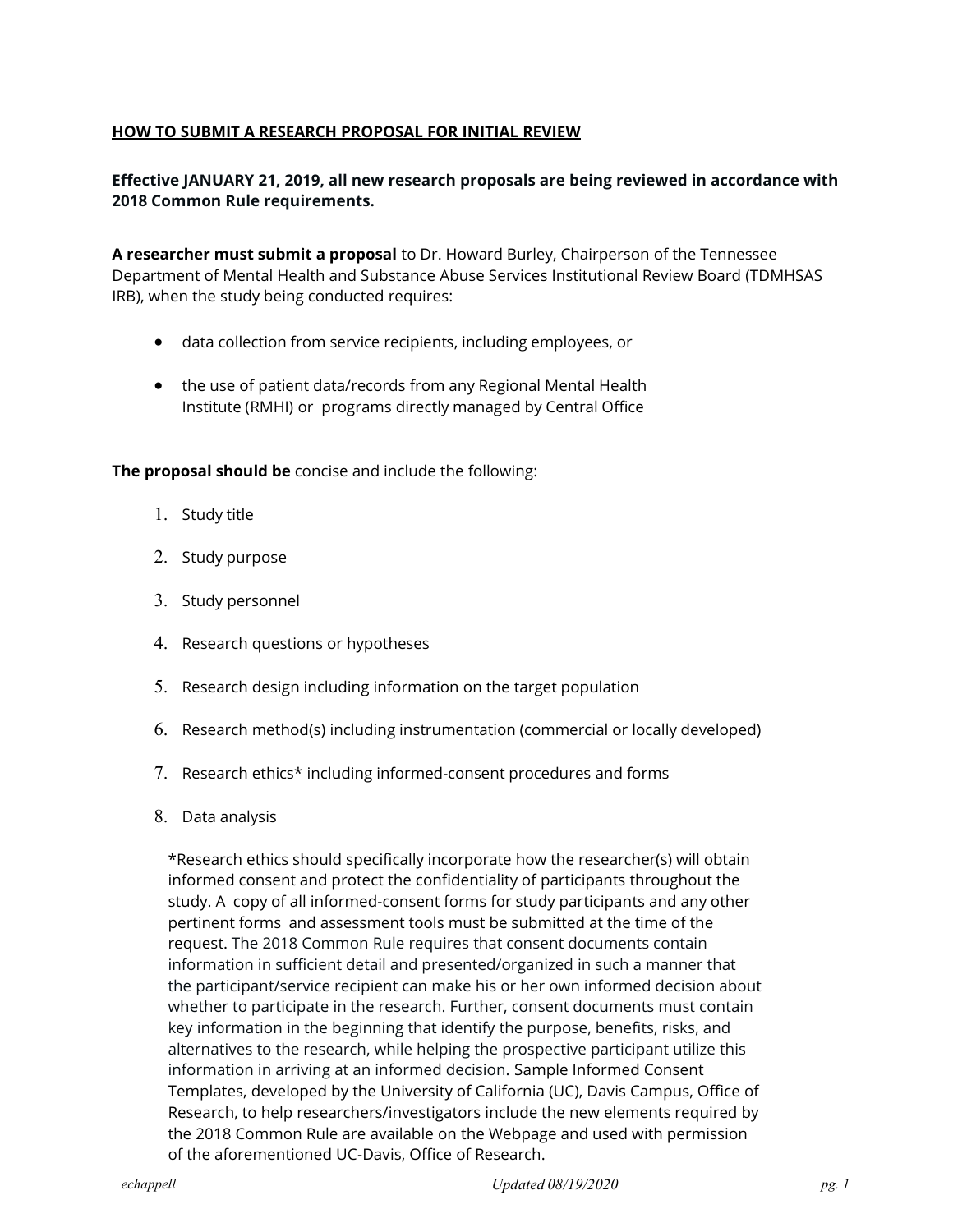## HOW TO SUBMIT A RESEARCH PROPOSAL FOR INITIAL REVIEW

**Effective JANUARY 21, 2019, all new research proposals are being reviewed in accordance with 2018 Common Rule requirements.**

**A researcher must submit a proposal** to Dr. Howard Burley, Chairperson of the Tennessee Department of Mental Health and Substance Abuse Services Institutional Review Board (TDMHSAS IRB), when the study being conducted requires:

- data collection from service recipients, including employees, or
- the use of patient data/records from any Regional Mental Health Institute (RMHI) or programs directly managed by Central Office

**The proposal should be** concise and include the following:

1. Study title
2. Study purpose
3. Study personnel
4. Research questions or hypotheses
5. Research design including information on the target population
6. Research method(s) including instrumentation (commercial or locally developed)
7. Research ethics* including informed-consent procedures and forms
8. Data analysis

*Research ethics should specifically incorporate how the researcher(s) will obtain informed consent and protect the confidentiality of participants throughout the study. A copy of all informed-consent forms for study participants and any other pertinent forms and assessment tools must be submitted at the time of the request. The 2018 Common Rule requires that consent documents contain information in sufficient detail and presented/organized in such a manner that the participant/service recipient can make his or her own informed decision about whether to participate in the research. Further, consent documents must contain key information in the beginning that identify the purpose, benefits, risks, and alternatives to the research, while helping the prospective participant utilize this information in arriving at an informed decision. Sample Informed Consent Templates, developed by the University of California (UC), Davis Campus, Office of Research, to help researchers/investigators include the new elements required by the 2018 Common Rule are available on the Webpage and used with permission of the aforementioned UC-Davis, Office of Research.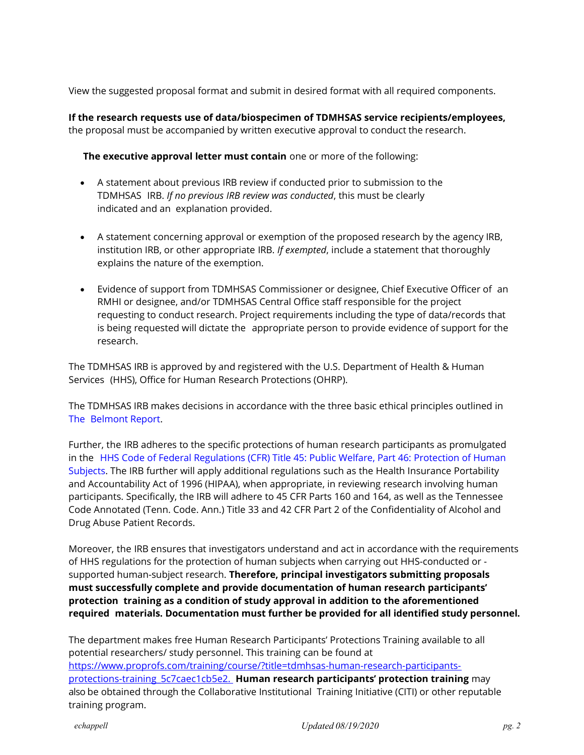View the suggested proposal format and submit in desired format with all required components.

**If the research requests use of data/biospecimen of TDMHSAS service recipients/employees,** the proposal must be accompanied by written executive approval to conduct the research.

**The executive approval letter must contain** one or more of the following:

- A statement about previous IRB review if conducted prior to submission to the TDMHSAS IRB. *If no previous IRB review was conducted*, this must be clearly indicated and an explanation provided.

- A statement concerning approval or exemption of the proposed research by the agency IRB, institution IRB, or other appropriate IRB. *If exempted*, include a statement that thoroughly explains the nature of the exemption.

- Evidence of support from TDMHSAS Commissioner or designee, Chief Executive Officer of an RMHI or designee, and/or TDMHSAS Central Office staff responsible for the project requesting to conduct research. Project requirements including the type of data/records that is being requested will dictate the appropriate person to provide evidence of support for the research.

The TDMHSAS IRB is approved by and registered with the U.S. Department of Health & Human Services (HHS), Office for Human Research Protections (OHRP).

The TDMHSAS IRB makes decisions in accordance with the three basic ethical principles outlined in The Belmont Report.

Further, the IRB adheres to the specific protections of human research participants as promulgated in the HHS Code of Federal Regulations (CFR) Title 45: Public Welfare, Part 46: Protection of Human Subjects. The IRB further will apply additional regulations such as the Health Insurance Portability and Accountability Act of 1996 (HIPAA), when appropriate, in reviewing research involving human participants. Specifically, the IRB will adhere to 45 CFR Parts 160 and 164, as well as the Tennessee Code Annotated (Tenn. Code. Ann.) Title 33 and 42 CFR Part 2 of the Confidentiality of Alcohol and Drug Abuse Patient Records.

Moreover, the IRB ensures that investigators understand and act in accordance with the requirements of HHS regulations for the protection of human subjects when carrying out HHS-conducted or -supported human-subject research. **Therefore, principal investigators submitting proposals must successfully complete and provide documentation of human research participants' protection training as a condition of study approval in addition to the aforementioned required materials. Documentation must further be provided for all identified study personnel.**

The department makes free Human Research Participants' Protections Training available to all potential researchers/ study personnel. This training can be found at https://www.proprofs.com/training/course/?title=tdmhsas-human-research-participants-protections-training_5c7caec1cb5e2. **Human research participants' protection training** may also be obtained through the Collaborative Institutional Training Initiative (CITI) or other reputable training program.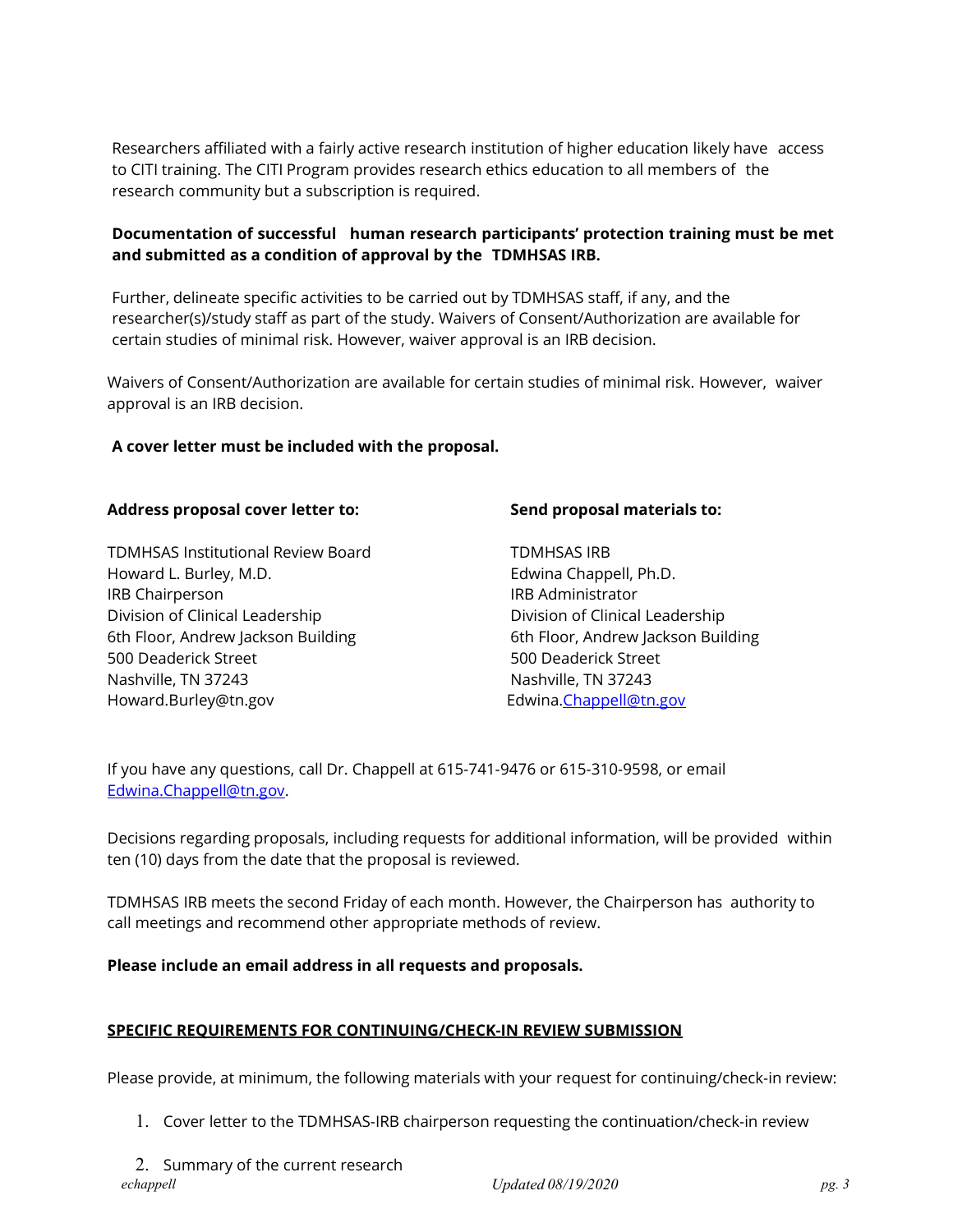Researchers affiliated with a fairly active research institution of higher education likely have access to CITI training. The CITI Program provides research ethics education to all members of the research community but a subscription is required.

**Documentation of successful human research participants' protection training must be met and submitted as a condition of approval by the TDMHSAS IRB.**

Further, delineate specific activities to be carried out by TDMHSAS staff, if any, and the researcher(s)/study staff as part of the study. Waivers of Consent/Authorization are available for certain studies of minimal risk. However, waiver approval is an IRB decision.

Waivers of Consent/Authorization are available for certain studies of minimal risk. However, waiver approval is an IRB decision.

**A cover letter must be included with the proposal.**

**Address proposal cover letter to:**

TDMHSAS Institutional Review Board
Howard L. Burley, M.D.
IRB Chairperson
Division of Clinical Leadership
6th Floor, Andrew Jackson Building
500 Deaderick Street
Nashville, TN 37243
Howard.Burley@tn.gov

**Send proposal materials to:**

TDMHSAS IRB
Edwina Chappell, Ph.D.
IRB Administrator
Division of Clinical Leadership
6th Floor, Andrew Jackson Building
500 Deaderick Street
Nashville, TN 37243
Edwina.Chappell@tn.gov

If you have any questions, call Dr. Chappell at 615-741-9476 or 615-310-9598, or email Edwina.Chappell@tn.gov.

Decisions regarding proposals, including requests for additional information, will be provided within ten (10) days from the date that the proposal is reviewed.

TDMHSAS IRB meets the second Friday of each month. However, the Chairperson has authority to call meetings and recommend other appropriate methods of review.

**Please include an email address in all requests and proposals.**

**SPECIFIC REQUIREMENTS FOR CONTINUING/CHECK-IN REVIEW SUBMISSION**

Please provide, at minimum, the following materials with your request for continuing/check-in review:

1. Cover letter to the TDMHSAS-IRB chairperson requesting the continuation/check-in review
2. Summary of the current research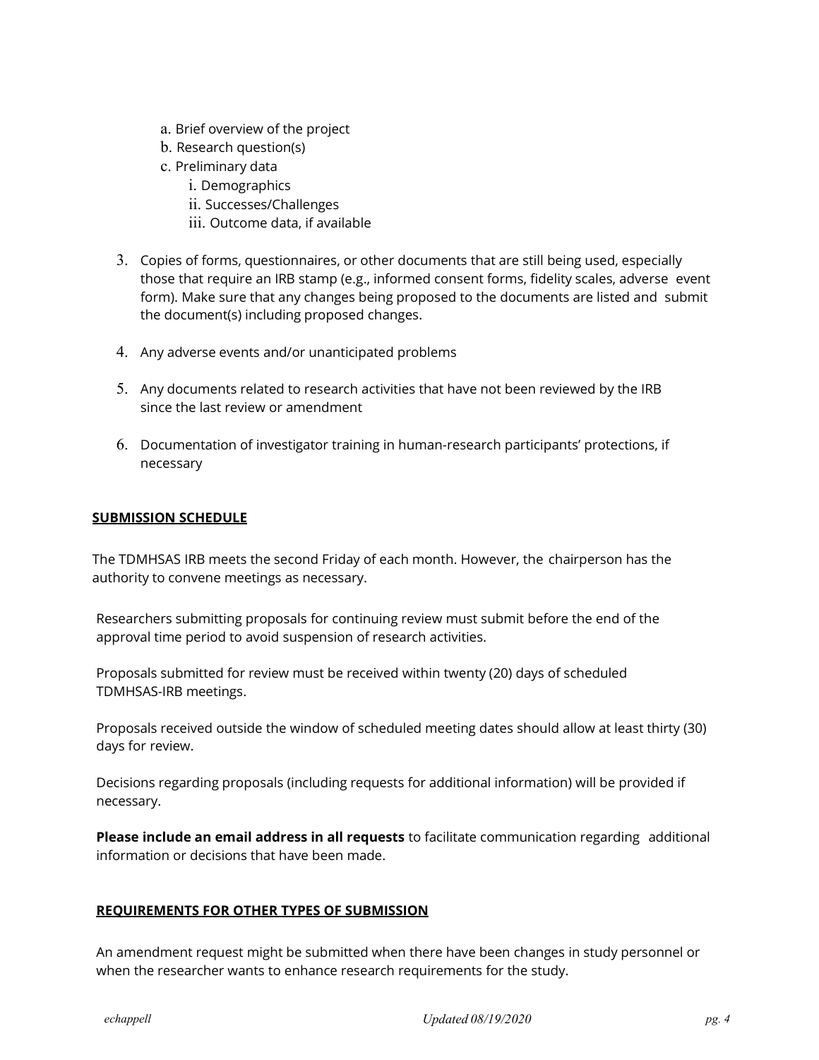a. Brief overview of the project
   b. Research question(s)
   c. Preliminary data
      i. Demographics
      ii. Successes/Challenges
      iii. Outcome data, if available

3. Copies of forms, questionnaires, or other documents that are still being used, especially those that require an IRB stamp (e.g., informed consent forms, fidelity scales, adverse event form). Make sure that any changes being proposed to the documents are listed and submit the document(s) including proposed changes.

4. Any adverse events and/or unanticipated problems

5. Any documents related to research activities that have not been reviewed by the IRB since the last review or amendment

6. Documentation of investigator training in human-research participants' protections, if necessary

## SUBMISSION SCHEDULE

The TDMHSAS IRB meets the second Friday of each month. However, the chairperson has the authority to convene meetings as necessary.

Researchers submitting proposals for continuing review must submit before the end of the approval time period to avoid suspension of research activities.

Proposals submitted for review must be received within twenty (20) days of scheduled TDMHSAS-IRB meetings.

Proposals received outside the window of scheduled meeting dates should allow at least thirty (30) days for review.

Decisions regarding proposals (including requests for additional information) will be provided if necessary.

**Please include an email address in all requests** to facilitate communication regarding additional information or decisions that have been made.

## REQUIREMENTS FOR OTHER TYPES OF SUBMISSION

An amendment request might be submitted when there have been changes in study personnel or when the researcher wants to enhance research requirements for the study.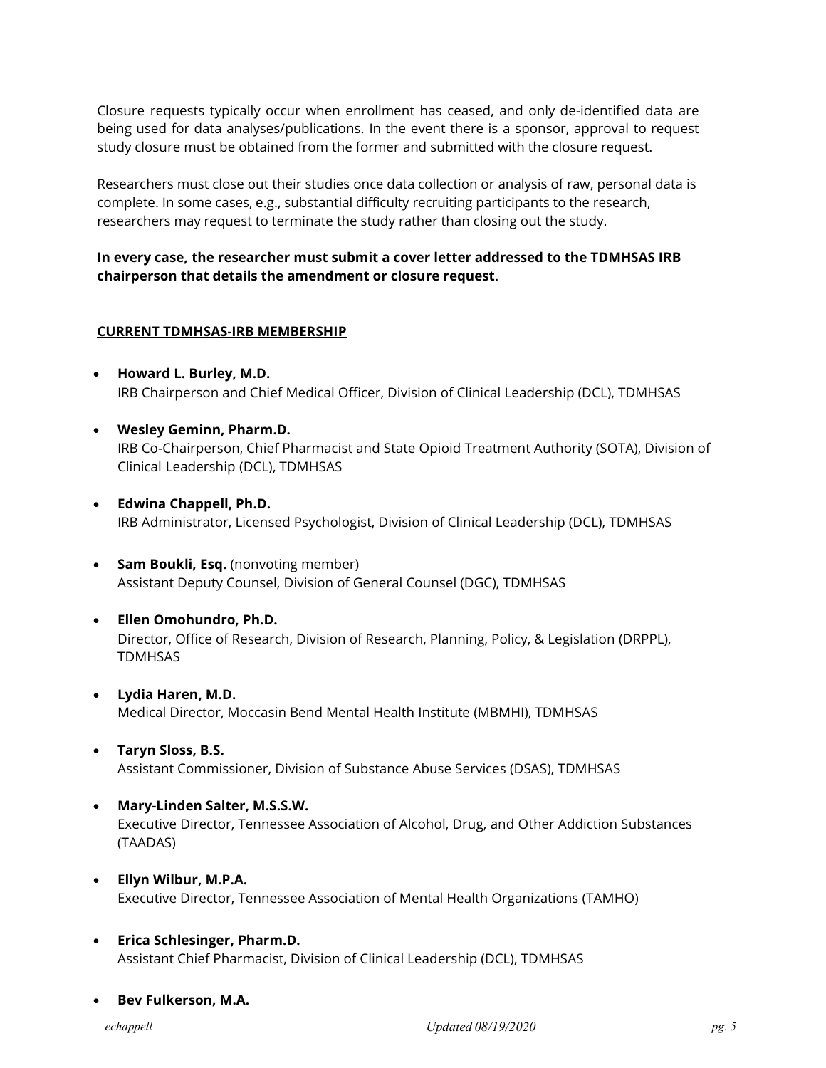Closure requests typically occur when enrollment has ceased, and only de-identified data are being used for data analyses/publications. In the event there is a sponsor, approval to request study closure must be obtained from the former and submitted with the closure request.

Researchers must close out their studies once data collection or analysis of raw, personal data is complete. In some cases, e.g., substantial difficulty recruiting participants to the research, researchers may request to terminate the study rather than closing out the study.

**In every case, the researcher must submit a cover letter addressed to the TDMHSAS IRB chairperson that details the amendment or closure request**.

## CURRENT TDMHSAS-IRB MEMBERSHIP

- **Howard L. Burley, M.D.**
  IRB Chairperson and Chief Medical Officer, Division of Clinical Leadership (DCL), TDMHSAS
- **Wesley Geminn, Pharm.D.**
  IRB Co-Chairperson, Chief Pharmacist and State Opioid Treatment Authority (SOTA), Division of Clinical Leadership (DCL), TDMHSAS
- **Edwina Chappell, Ph.D.**
  IRB Administrator, Licensed Psychologist, Division of Clinical Leadership (DCL), TDMHSAS
- **Sam Boukli, Esq.** (nonvoting member)
  Assistant Deputy Counsel, Division of General Counsel (DGC), TDMHSAS
- **Ellen Omohundro, Ph.D.**
  Director, Office of Research, Division of Research, Planning, Policy, & Legislation (DRPPL), TDMHSAS
- **Lydia Haren, M.D.**
  Medical Director, Moccasin Bend Mental Health Institute (MBMHI), TDMHSAS
- **Taryn Sloss, B.S.**
  Assistant Commissioner, Division of Substance Abuse Services (DSAS), TDMHSAS
- **Mary-Linden Salter, M.S.S.W.**
  Executive Director, Tennessee Association of Alcohol, Drug, and Other Addiction Substances (TAADAS)
- **Ellyn Wilbur, M.P.A.**
  Executive Director, Tennessee Association of Mental Health Organizations (TAMHO)
- **Erica Schlesinger, Pharm.D.**
  Assistant Chief Pharmacist, Division of Clinical Leadership (DCL), TDMHSAS
- **Bev Fulkerson, M.A.**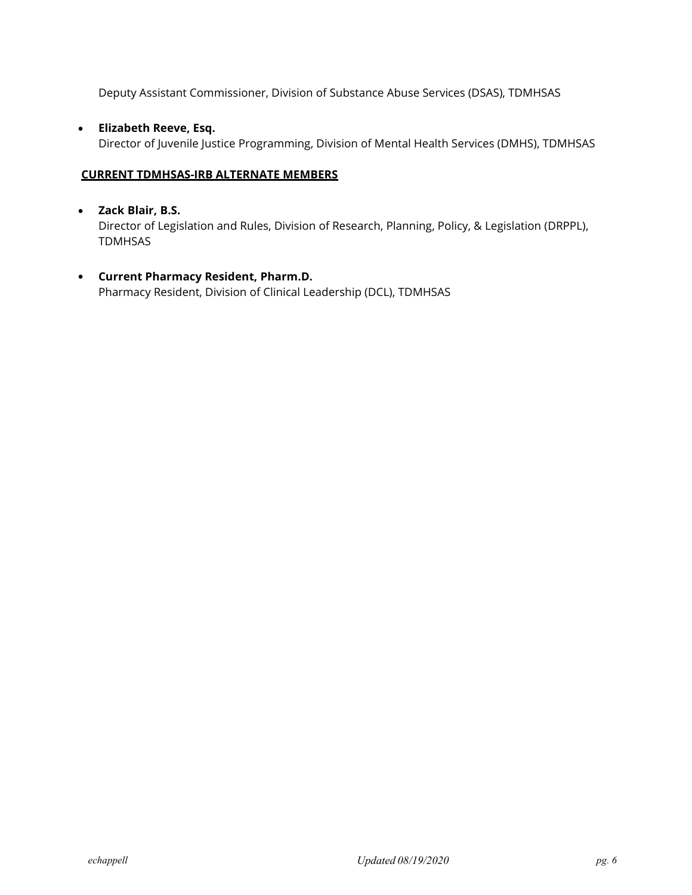Deputy Assistant Commissioner, Division of Substance Abuse Services (DSAS), TDMHSAS

- **Elizabeth Reeve, Esq.**
  Director of Juvenile Justice Programming, Division of Mental Health Services (DMHS), TDMHSAS

**CURRENT TDMHSAS-IRB ALTERNATE MEMBERS**

- **Zack Blair, B.S.**
  Director of Legislation and Rules, Division of Research, Planning, Policy, & Legislation (DRPPL), TDMHSAS

- **Current Pharmacy Resident, Pharm.D.**
  Pharmacy Resident, Division of Clinical Leadership (DCL), TDMHSAS